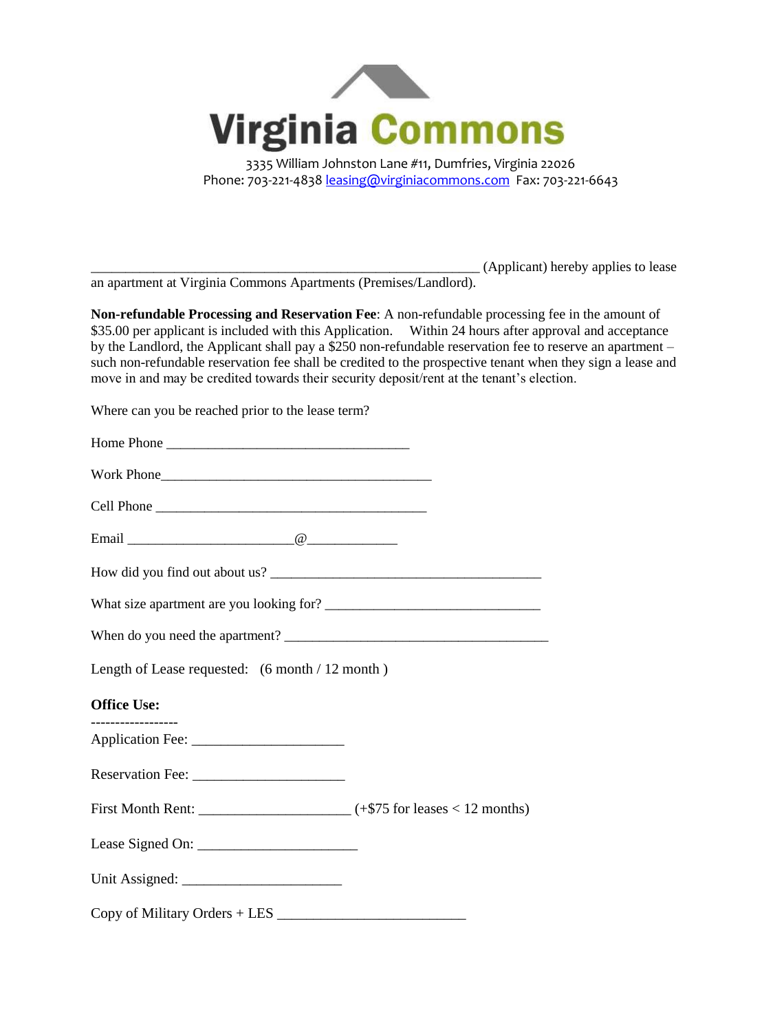# Virginia Commons

3335 William Johnston Lane #11, Dumfries, Virginia 22026
Phone: 703-221-4838 leasing@virginiacommons.com Fax: 703-221-6643

_____________________________________________________ (Applicant) hereby applies to lease an apartment at Virginia Commons Apartments (Premises/Landlord).

**Non-refundable Processing and Reservation Fee**: A non-refundable processing fee in the amount of $35.00 per applicant is included with this Application. Within 24 hours after approval and acceptance by the Landlord, the Applicant shall pay a $250 non-refundable reservation fee to reserve an apartment – such non-refundable reservation fee shall be credited to the prospective tenant when they sign a lease and move in and may be credited towards their security deposit/rent at the tenant's election.

Where can you be reached prior to the lease term?

Home Phone _________________________________

Work Phone_____________________________________

Cell Phone _____________________________________

Email _______________________@____________

How did you find out about us? _____________________________________

What size apartment are you looking for? _____________________________

When do you need the apartment? ____________________________________

Length of Lease requested: (6 month / 12 month )

**Office Use:**

------------------

Application Fee: _____________________

Reservation Fee: _____________________

First Month Rent: _____________________ (+$75 for leases < 12 months)

Lease Signed On: _____________________

Unit Assigned: _____________________

Copy of Military Orders + LES _________________________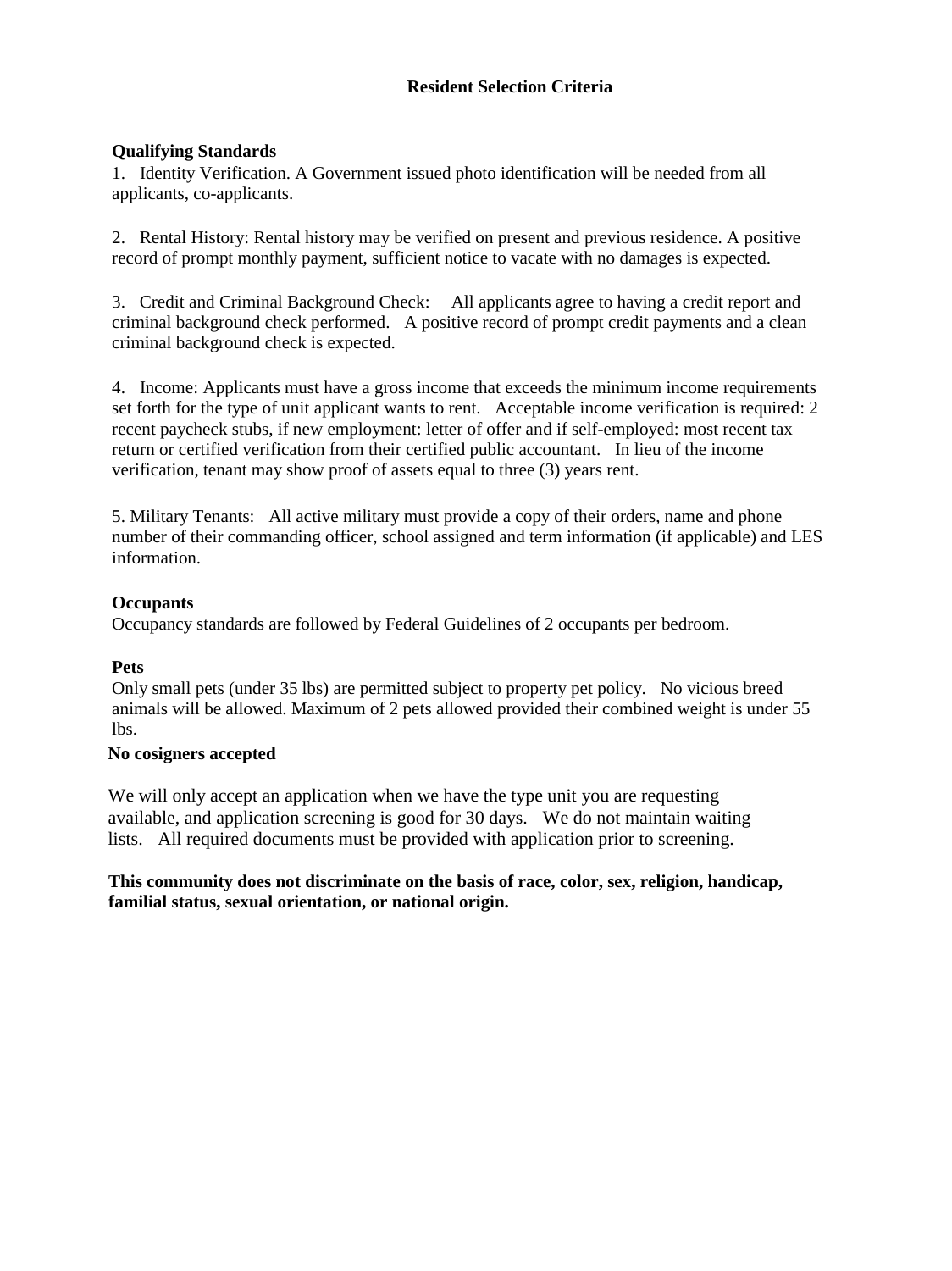# Resident Selection Criteria

**Qualifying Standards**

1. Identity Verification. A Government issued photo identification will be needed from all applicants, co-applicants.

2. Rental History: Rental history may be verified on present and previous residence. A positive record of prompt monthly payment, sufficient notice to vacate with no damages is expected.

3. Credit and Criminal Background Check: All applicants agree to having a credit report and criminal background check performed. A positive record of prompt credit payments and a clean criminal background check is expected.

4. Income: Applicants must have a gross income that exceeds the minimum income requirements set forth for the type of unit applicant wants to rent. Acceptable income verification is required: 2 recent paycheck stubs, if new employment: letter of offer and if self-employed: most recent tax return or certified verification from their certified public accountant. In lieu of the income verification, tenant may show proof of assets equal to three (3) years rent.

5. Military Tenants: All active military must provide a copy of their orders, name and phone number of their commanding officer, school assigned and term information (if applicable) and LES information.

**Occupants**

Occupancy standards are followed by Federal Guidelines of 2 occupants per bedroom.

**Pets**

Only small pets (under 35 lbs) are permitted subject to property pet policy. No vicious breed animals will be allowed. Maximum of 2 pets allowed provided their combined weight is under 55 lbs.

**No cosigners accepted**

We will only accept an application when we have the type unit you are requesting available, and application screening is good for 30 days. We do not maintain waiting lists. All required documents must be provided with application prior to screening.

**This community does not discriminate on the basis of race, color, sex, religion, handicap, familial status, sexual orientation, or national origin.**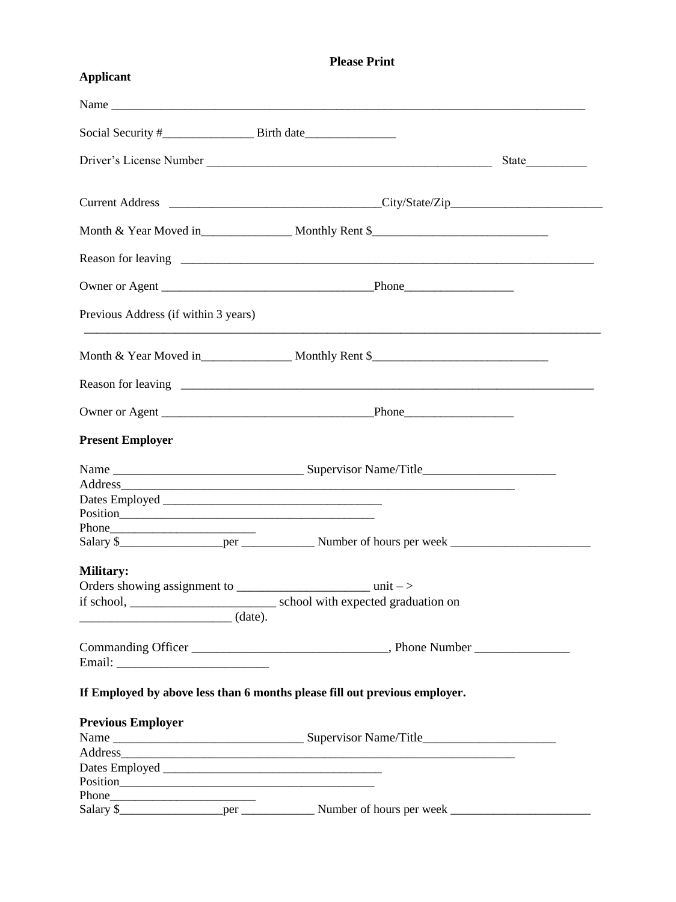**Please Print**

**Applicant**

Name ____________________________________________________________________________

Social Security #_______________ Birth date_______________

Driver's License Number _______________________________________________ State__________

Current Address ___________________________________City/State/Zip_________________________

Month & Year Moved in_______________ Monthly Rent $_____________________________

Reason for leaving ______________________________________________________________________

Owner or Agent __________________________________Phone_________________

Previous Address (if within 3 years)

______________________________________________________________________________________

Month & Year Moved in_______________ Monthly Rent $_____________________________

Reason for leaving ______________________________________________________________________

Owner or Agent __________________________________Phone_________________

**Present Employer**

Name ______________________________ Supervisor Name/Title______________________
Address_______________________________________________________________
Dates Employed __________________________________
Position_________________________________________
Phone_______________________
Salary $_________________per ____________ Number of hours per week _______________________

**Military:**
Orders showing assignment to _____________________ unit – >
if school, _______________________ school with expected graduation on
________________________ (date).

Commanding Officer ______________________________, Phone Number _______________
Email: ________________________

**If Employed by above less than 6 months please fill out previous employer.**

**Previous Employer**
Name ______________________________ Supervisor Name/Title______________________
Address_______________________________________________________________
Dates Employed __________________________________
Position_________________________________________
Phone_______________________
Salary $_________________per ____________ Number of hours per week _______________________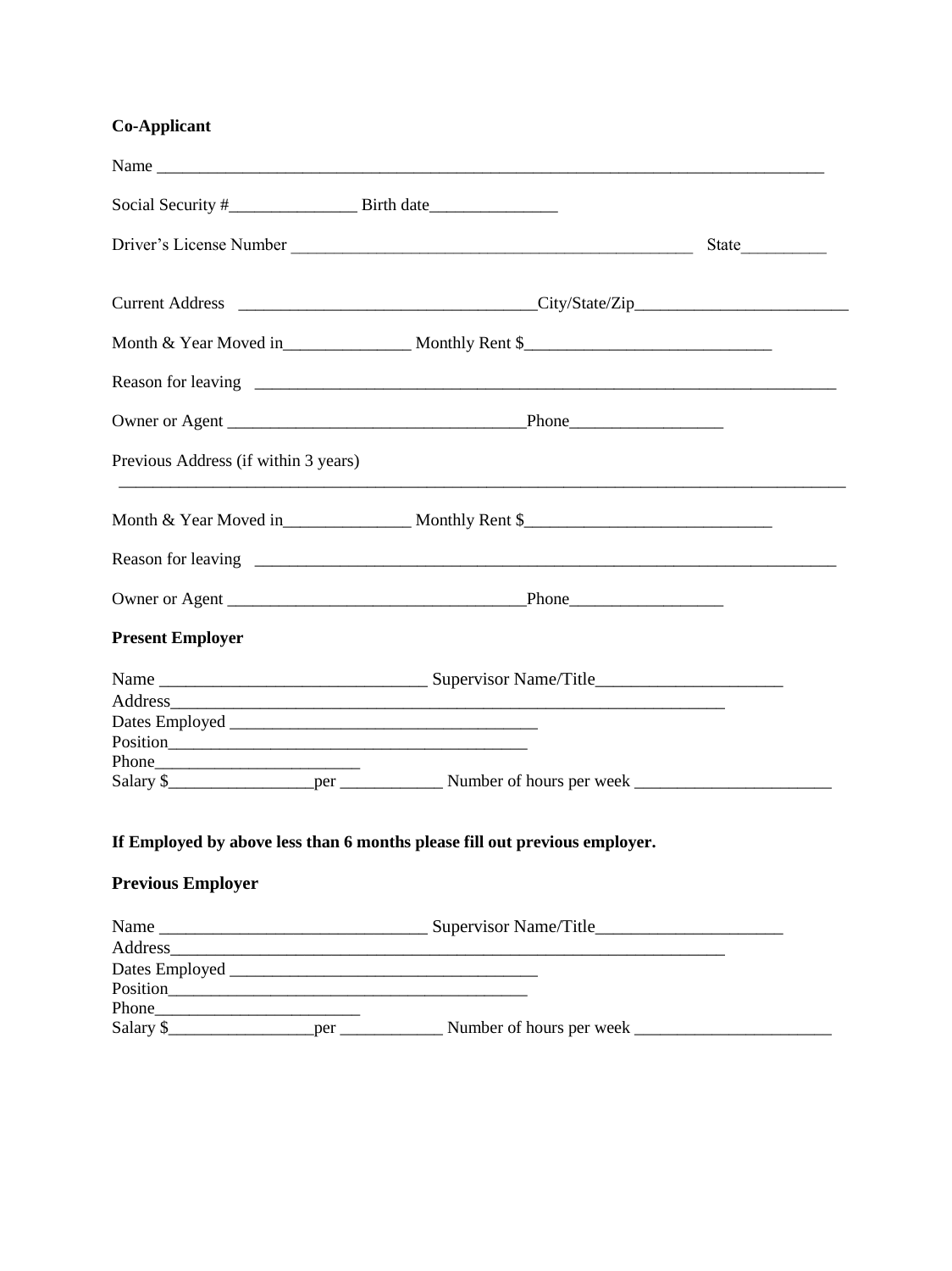**Co-Applicant**

Name ______________________________________________________________________________

Social Security #_______________ Birth date_______________

Driver's License Number _______________________________________________ State__________

Current Address __________________________________City/State/Zip_________________________

Month & Year Moved in_______________ Monthly Rent $____________________________

Reason for leaving _____________________________________________________________________

Owner or Agent __________________________________Phone__________________

Previous Address (if within 3 years)

___________________________________________________________________________________

Month & Year Moved in_______________ Monthly Rent $____________________________

Reason for leaving _____________________________________________________________________

Owner or Agent __________________________________Phone__________________

**Present Employer**

Name ______________________________ Supervisor Name/Title_____________________
Address_________________________________________________________________
Dates Employed ___________________________________
Position__________________________________________
Phone________________________
Salary $_________________per ____________ Number of hours per week _______________________

**If Employed by above less than 6 months please fill out previous employer.**

**Previous Employer**

Name ______________________________ Supervisor Name/Title_____________________
Address_________________________________________________________________
Dates Employed ___________________________________
Position__________________________________________
Phone________________________
Salary $_________________per ____________ Number of hours per week _______________________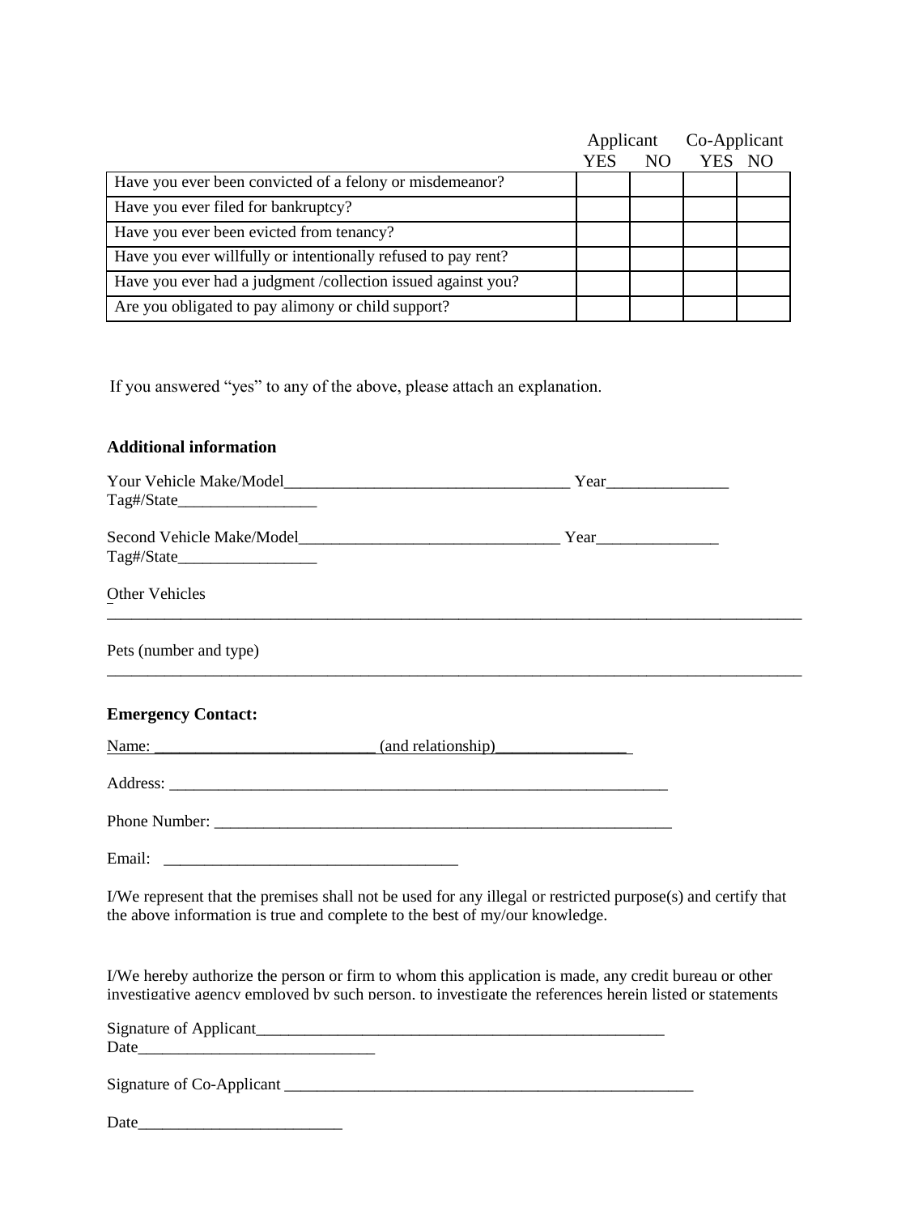| | Applicant | | Co-Applicant | |
|---|---|---|---|---|
| | YES | NO | YES | NO |
| Have you ever been convicted of a felony or misdemeanor? | | | | |
| Have you ever filed for bankruptcy? | | | | |
| Have you ever been evicted from tenancy? | | | | |
| Have you ever willfully or intentionally refused to pay rent? | | | | |
| Have you ever had a judgment /collection issued against you? | | | | |
| Are you obligated to pay alimony or child support? | | | | |

If you answered "yes" to any of the above, please attach an explanation.

**Additional information**

Your Vehicle Make/Model___________________________________ Year_______________ Tag#/State_________________

Second Vehicle Make/Model________________________________ Year_______________ Tag#/State_________________

Other Vehicles
_____________________________________________________________________________________

Pets (number and type)
_____________________________________________________________________________________

**Emergency Contact:**

Name: ___________________________ (and relationship)________________

Address: _______________________________________________________________

Phone Number: __________________________________________________________

Email: ____________________________________

I/We represent that the premises shall not be used for any illegal or restricted purpose(s) and certify that the above information is true and complete to the best of my/our knowledge.

I/We hereby authorize the person or firm to whom this application is made, any credit bureau or other investigative agency employed by such person, to investigate the references herein listed or statements

Signature of Applicant____________________________________________________ Date_____________________________

Signature of Co-Applicant ____________________________________________________

Date_________________________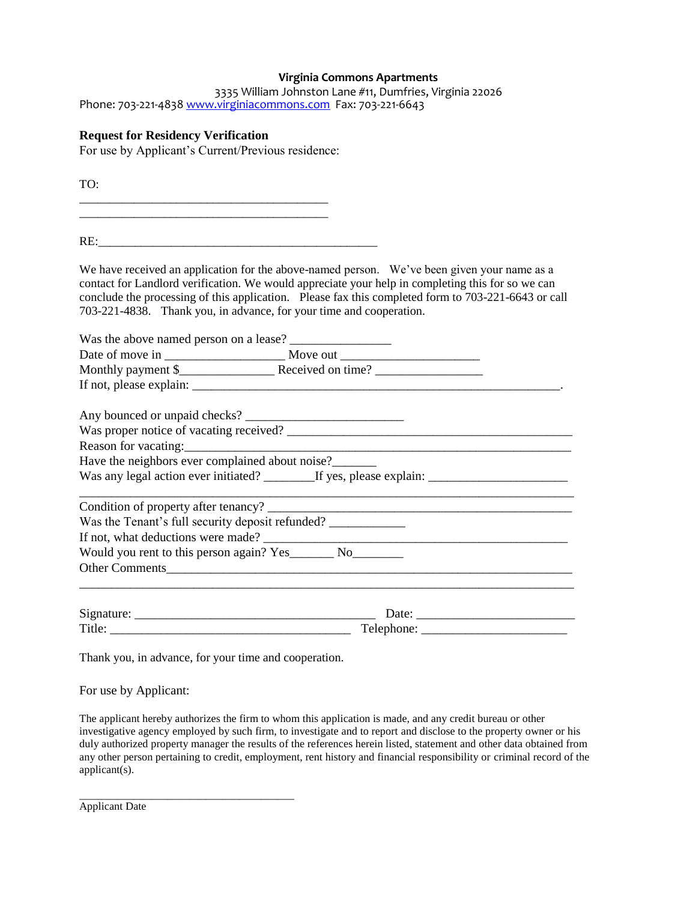**Virginia Commons Apartments**

3335 William Johnston Lane #11, Dumfries, Virginia 22026

Phone: 703-221-4838 [www.virginiacommons.com](http://www.virginiacommons.com) Fax: 703-221-6643

**Request for Residency Verification**

For use by Applicant's Current/Previous residence:

TO:

________________________________________

________________________________________

RE:_____________________________________________

We have received an application for the above-named person. We've been given your name as a contact for Landlord verification. We would appreciate your help in completing this for so we can conclude the processing of this application. Please fax this completed form to 703-221-6643 or call 703-221-4838. Thank you, in advance, for your time and cooperation.

Was the above named person on a lease? ________________

Date of move in ___________________ Move out ______________________

Monthly payment $_______________ Received on time? _________________

If not, please explain: ___________________________________________________________.

Any bounced or unpaid checks? _________________________

Was proper notice of vacating received? ______________________________________________

Reason for vacating:______________________________________________________________

Have the neighbors ever complained about noise?_______

Was any legal action ever initiated? ________If yes, please explain: ______________________

______________________________________________________________________________

Condition of property after tenancy? _______________________________________________

Was the Tenant's full security deposit refunded? ____________

If not, what deductions were made? ________________________________________________

Would you rent to this person again? Yes_______ No________

Other Comments_________________________________________________________________

______________________________________________________________________________

Signature: ______________________________________ Date: ________________________

Title: ______________________________________ Telephone: ______________________

Thank you, in advance, for your time and cooperation.

For use by Applicant:

The applicant hereby authorizes the firm to whom this application is made, and any credit bureau or other investigative agency employed by such firm, to investigate and to report and disclose to the property owner or his duly authorized property manager the results of the references herein listed, statement and other data obtained from any other person pertaining to credit, employment, rent history and financial responsibility or criminal record of the applicant(s).

____________________________________

Applicant Date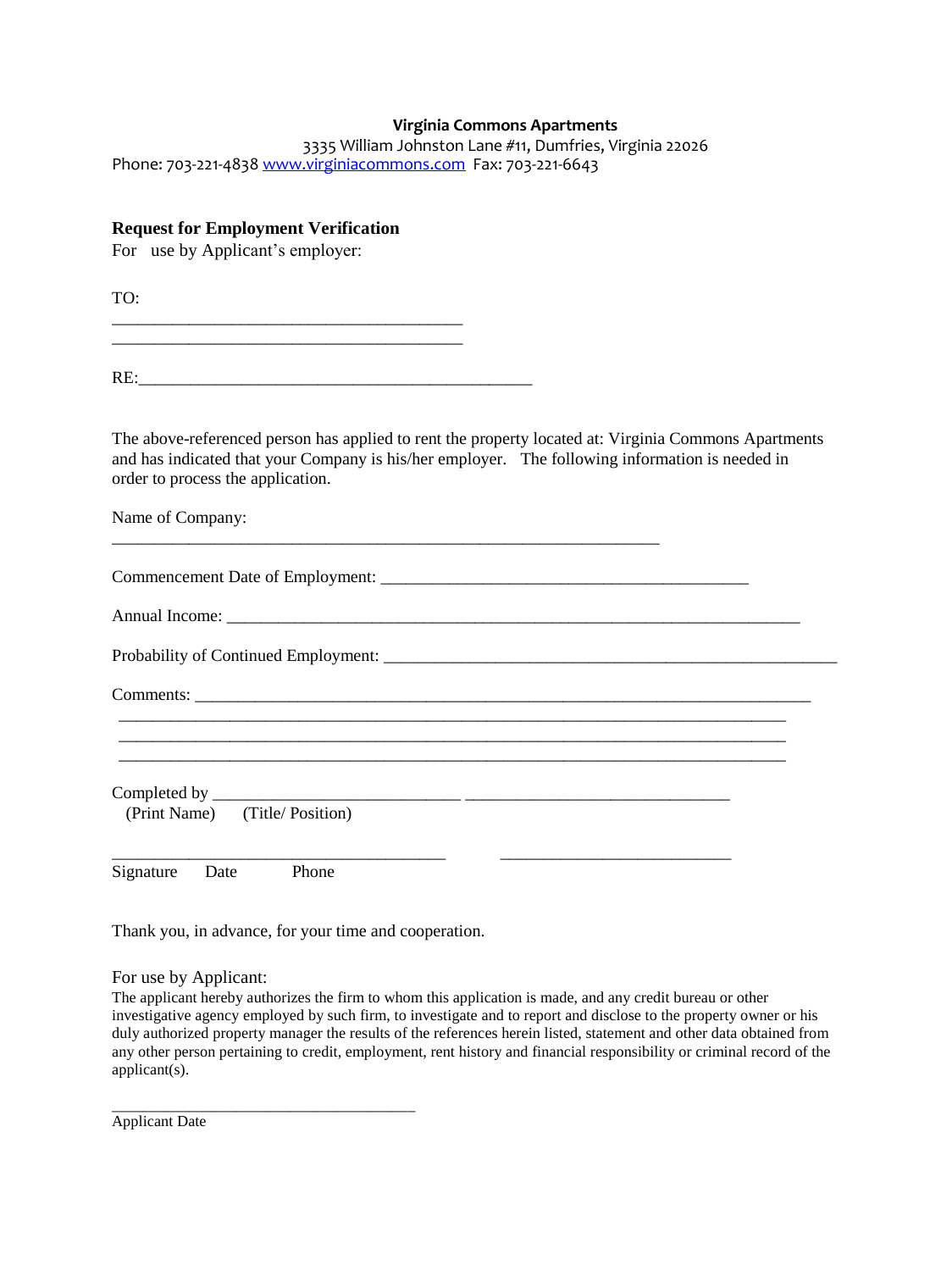**Virginia Commons Apartments**

3335 William Johnston Lane #11, Dumfries, Virginia 22026

Phone: 703-221-4838 [www.virginiacommons.com](http://www.virginiacommons.com) Fax: 703-221-6643

**Request for Employment Verification**

For use by Applicant's employer:

TO:

__________________________________________

__________________________________________

RE:_______________________________________________

The above-referenced person has applied to rent the property located at: Virginia Commons Apartments and has indicated that your Company is his/her employer. The following information is needed in order to process the application.

Name of Company:

__________________________________________________________________

Commencement Date of Employment: ____________________________________________

Annual Income: ______________________________________________________________________

Probability of Continued Employment: ______________________________________________________

Comments: ___________________________________________________________________________

_________________________________________________________________________________

_________________________________________________________________________________

_________________________________________________________________________________

Completed by ______________________________ ________________________________

(Print Name) (Title/ Position)

________________________________________ ____________________________

Signature Date Phone

Thank you, in advance, for your time and cooperation.

For use by Applicant:

The applicant hereby authorizes the firm to whom this application is made, and any credit bureau or other investigative agency employed by such firm, to investigate and to report and disclose to the property owner or his duly authorized property manager the results of the references herein listed, statement and other data obtained from any other person pertaining to credit, employment, rent history and financial responsibility or criminal record of the applicant(s).

_____________________________________

Applicant Date